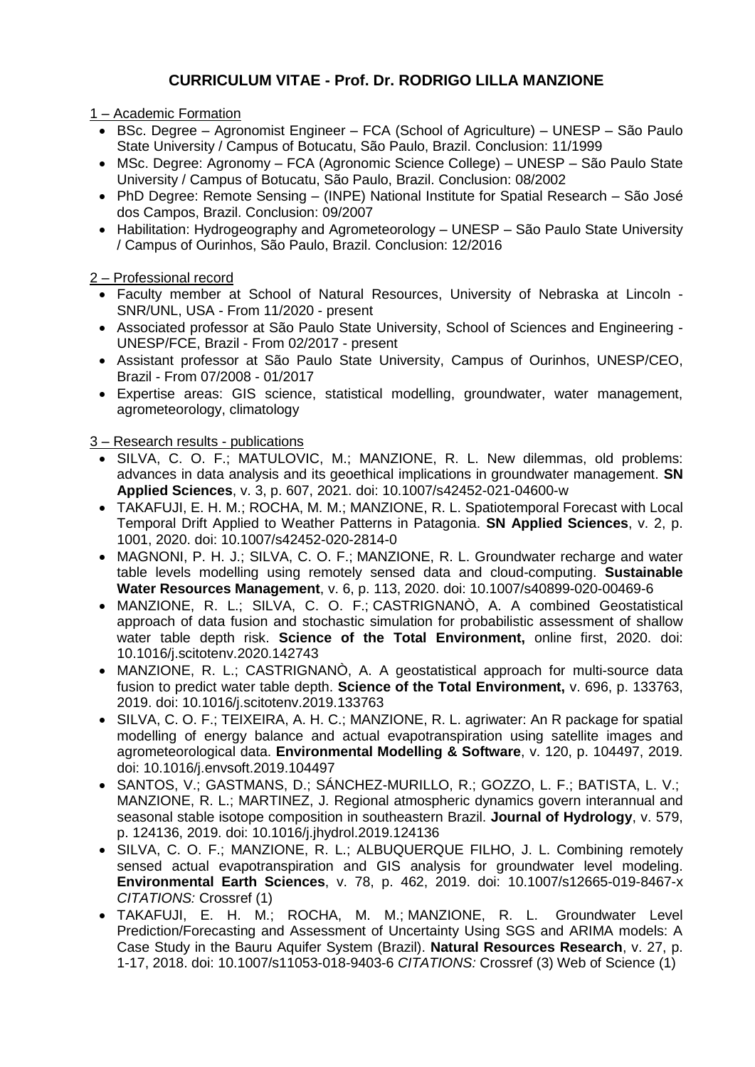# CURRICULUM VITAE - Prof. Dr. RODRIGO LILLA MANZIONE

## 1 – Academic Formation

- BSc. Degree – Agronomist Engineer – FCA (School of Agriculture) – UNESP – São Paulo State University / Campus of Botucatu, São Paulo, Brazil. Conclusion: 11/1999
- MSc. Degree: Agronomy – FCA (Agronomic Science College) – UNESP – São Paulo State University / Campus of Botucatu, São Paulo, Brazil. Conclusion: 08/2002
- PhD Degree: Remote Sensing – (INPE) National Institute for Spatial Research – São José dos Campos, Brazil. Conclusion: 09/2007
- Habilitation: Hydrogeography and Agrometeorology – UNESP – São Paulo State University / Campus of Ourinhos, São Paulo, Brazil. Conclusion: 12/2016

## 2 – Professional record

- Faculty member at School of Natural Resources, University of Nebraska at Lincoln - SNR/UNL, USA - From 11/2020 - present
- Associated professor at São Paulo State University, School of Sciences and Engineering - UNESP/FCE, Brazil - From 02/2017 - present
- Assistant professor at São Paulo State University, Campus of Ourinhos, UNESP/CEO, Brazil - From 07/2008 - 01/2017
- Expertise areas: GIS science, statistical modelling, groundwater, water management, agrometeorology, climatology

## 3 – Research results - publications

- SILVA, C. O. F.; MATULOVIC, M.; MANZIONE, R. L. New dilemmas, old problems: advances in data analysis and its geoethical implications in groundwater management. **SN Applied Sciences**, v. 3, p. 607, 2021. doi: 10.1007/s42452-021-04600-w
- TAKAFUJI, E. H. M.; ROCHA, M. M.; MANZIONE, R. L. Spatiotemporal Forecast with Local Temporal Drift Applied to Weather Patterns in Patagonia. **SN Applied Sciences**, v. 2, p. 1001, 2020. doi: 10.1007/s42452-020-2814-0
- MAGNONI, P. H. J.; SILVA, C. O. F.; MANZIONE, R. L. Groundwater recharge and water table levels modelling using remotely sensed data and cloud-computing. **Sustainable Water Resources Management**, v. 6, p. 113, 2020. doi: 10.1007/s40899-020-00469-6
- MANZIONE, R. L.; SILVA, C. O. F.; CASTRIGNANÒ, A. A combined Geostatistical approach of data fusion and stochastic simulation for probabilistic assessment of shallow water table depth risk. **Science of the Total Environment,** online first, 2020. doi: 10.1016/j.scitotenv.2020.142743
- MANZIONE, R. L.; CASTRIGNANÒ, A. A geostatistical approach for multi-source data fusion to predict water table depth. **Science of the Total Environment,** v. 696, p. 133763, 2019. doi: 10.1016/j.scitotenv.2019.133763
- SILVA, C. O. F.; TEIXEIRA, A. H. C.; MANZIONE, R. L. agriwater: An R package for spatial modelling of energy balance and actual evapotranspiration using satellite images and agrometeorological data. **Environmental Modelling & Software**, v. 120, p. 104497, 2019. doi: 10.1016/j.envsoft.2019.104497
- SANTOS, V.; GASTMANS, D.; SÁNCHEZ-MURILLO, R.; GOZZO, L. F.; BATISTA, L. V.; MANZIONE, R. L.; MARTINEZ, J. Regional atmospheric dynamics govern interannual and seasonal stable isotope composition in southeastern Brazil. **Journal of Hydrology**, v. 579, p. 124136, 2019. doi: 10.1016/j.jhydrol.2019.124136
- SILVA, C. O. F.; MANZIONE, R. L.; ALBUQUERQUE FILHO, J. L. Combining remotely sensed actual evapotranspiration and GIS analysis for groundwater level modeling. **Environmental Earth Sciences**, v. 78, p. 462, 2019. doi: 10.1007/s12665-019-8467-x *CITATIONS:* Crossref (1)
- TAKAFUJI, E. H. M.; ROCHA, M. M.; MANZIONE, R. L. Groundwater Level Prediction/Forecasting and Assessment of Uncertainty Using SGS and ARIMA models: A Case Study in the Bauru Aquifer System (Brazil). **Natural Resources Research**, v. 27, p. 1-17, 2018. doi: 10.1007/s11053-018-9403-6 *CITATIONS:* Crossref (3) Web of Science (1)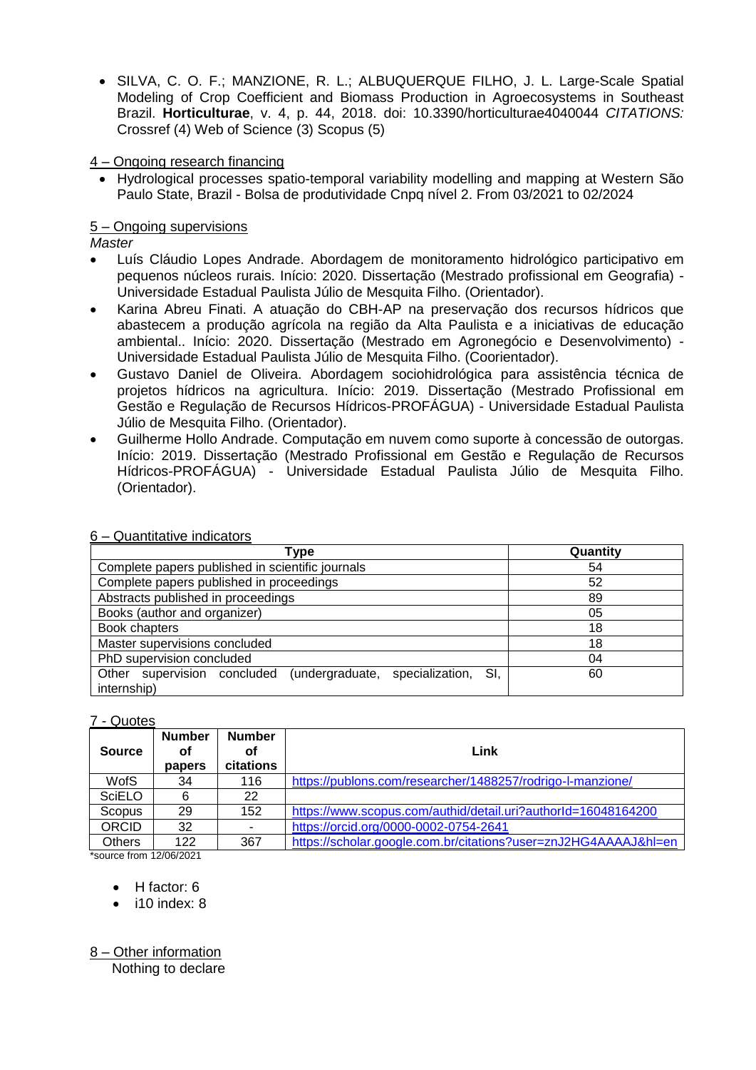- SILVA, C. O. F.; MANZIONE, R. L.; ALBUQUERQUE FILHO, J. L. Large-Scale Spatial Modeling of Crop Coefficient and Biomass Production in Agroecosystems in Southeast Brazil. **Horticulturae**, v. 4, p. 44, 2018. doi: 10.3390/horticulturae4040044 *CITATIONS:* Crossref (4) Web of Science (3) Scopus (5)

## 4 – Ongoing research financing

- Hydrological processes spatio-temporal variability modelling and mapping at Western São Paulo State, Brazil - Bolsa de produtividade Cnpq nível 2. From 03/2021 to 02/2024

## 5 – Ongoing supervisions

*Master*

- Luís Cláudio Lopes Andrade. Abordagem de monitoramento hidrológico participativo em pequenos núcleos rurais. Início: 2020. Dissertação (Mestrado profissional em Geografia) - Universidade Estadual Paulista Júlio de Mesquita Filho. (Orientador).
- Karina Abreu Finati. A atuação do CBH-AP na preservação dos recursos hídricos que abastecem a produção agrícola na região da Alta Paulista e a iniciativas de educação ambiental.. Início: 2020. Dissertação (Mestrado em Agronegócio e Desenvolvimento) - Universidade Estadual Paulista Júlio de Mesquita Filho. (Coorientador).
- Gustavo Daniel de Oliveira. Abordagem sociohidrológica para assistência técnica de projetos hídricos na agricultura. Início: 2019. Dissertação (Mestrado Profissional em Gestão e Regulação de Recursos Hídricos-PROFÁGUA) - Universidade Estadual Paulista Júlio de Mesquita Filho. (Orientador).
- Guilherme Hollo Andrade. Computação em nuvem como suporte à concessão de outorgas. Início: 2019. Dissertação (Mestrado Profissional em Gestão e Regulação de Recursos Hídricos-PROFÁGUA) - Universidade Estadual Paulista Júlio de Mesquita Filho. (Orientador).

## 6 – Quantitative indicators

| Type | Quantity |
|---|---|
| Complete papers published in scientific journals | 54 |
| Complete papers published in proceedings | 52 |
| Abstracts published in proceedings | 89 |
| Books (author and organizer) | 05 |
| Book chapters | 18 |
| Master supervisions concluded | 18 |
| PhD supervision concluded | 04 |
| Other supervision concluded (undergraduate, specialization, SI, internship) | 60 |

## 7 - Quotes

| Source | Number of papers | Number of citations | Link |
|---|---|---|---|
| WofS | 34 | 116 | https://publons.com/researcher/1488257/rodrigo-l-manzione/ |
| SciELO | 6 | 22 | |
| Scopus | 29 | 152 | https://www.scopus.com/authid/detail.uri?authorId=16048164200 |
| ORCID | 32 | - | https://orcid.org/0000-0002-0754-2641 |
| Others | 122 | 367 | https://scholar.google.com.br/citations?user=znJ2HG4AAAAJ&hl=en |

*source from 12/06/2021

- H factor: 6
- i10 index: 8

## 8 – Other information

Nothing to declare